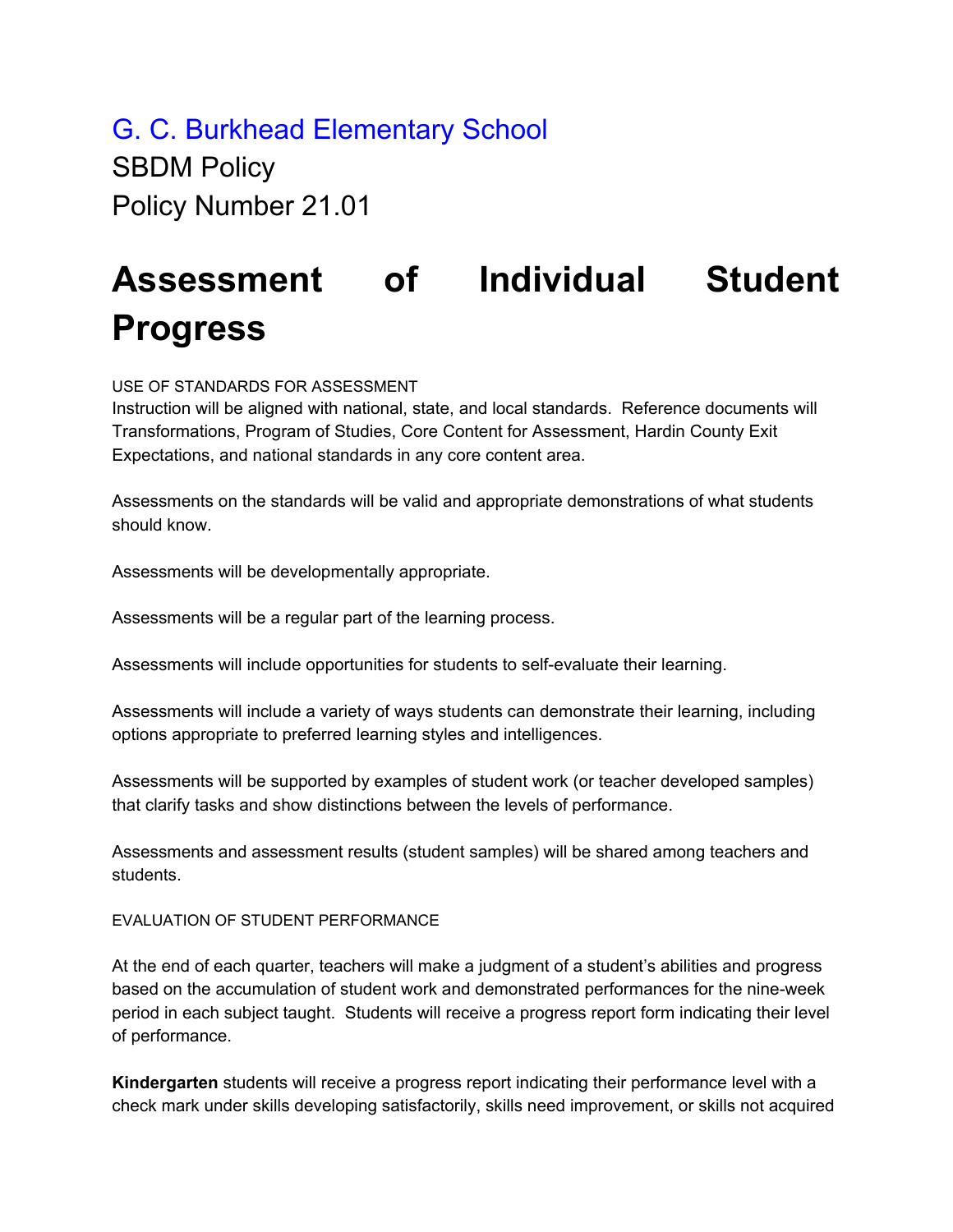G. C. Burkhead Elementary School

SBDM Policy

Policy Number 21.01

# Assessment of Individual Student Progress

USE OF STANDARDS FOR ASSESSMENT

Instruction will be aligned with national, state, and local standards. Reference documents will Transformations, Program of Studies, Core Content for Assessment, Hardin County Exit Expectations, and national standards in any core content area.

Assessments on the standards will be valid and appropriate demonstrations of what students should know.

Assessments will be developmentally appropriate.

Assessments will be a regular part of the learning process.

Assessments will include opportunities for students to self-evaluate their learning.

Assessments will include a variety of ways students can demonstrate their learning, including options appropriate to preferred learning styles and intelligences.

Assessments will be supported by examples of student work (or teacher developed samples) that clarify tasks and show distinctions between the levels of performance.

Assessments and assessment results (student samples) will be shared among teachers and students.

EVALUATION OF STUDENT PERFORMANCE

At the end of each quarter, teachers will make a judgment of a student's abilities and progress based on the accumulation of student work and demonstrated performances for the nine-week period in each subject taught. Students will receive a progress report form indicating their level of performance.

**Kindergarten** students will receive a progress report indicating their performance level with a check mark under skills developing satisfactorily, skills need improvement, or skills not acquired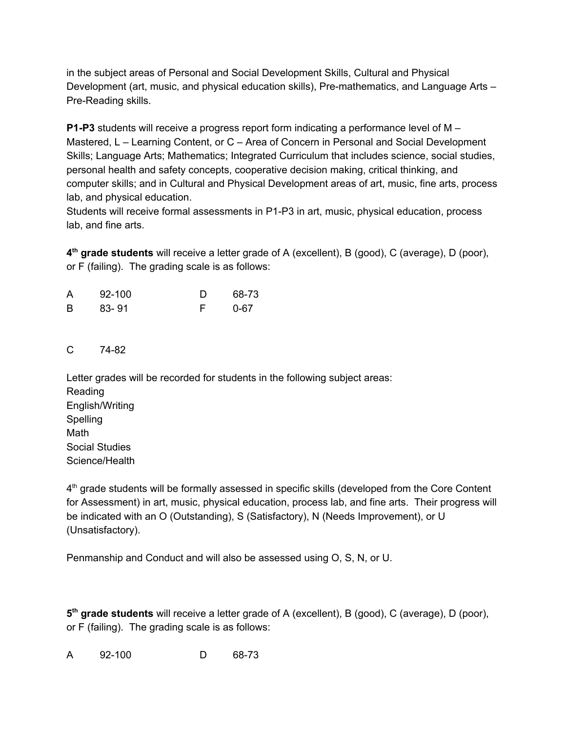in the subject areas of Personal and Social Development Skills, Cultural and Physical Development (art, music, and physical education skills), Pre-mathematics, and Language Arts – Pre-Reading skills.

**P1-P3** students will receive a progress report form indicating a performance level of M – Mastered, L – Learning Content, or C – Area of Concern in Personal and Social Development Skills; Language Arts; Mathematics; Integrated Curriculum that includes science, social studies, personal health and safety concepts, cooperative decision making, critical thinking, and computer skills; and in Cultural and Physical Development areas of art, music, fine arts, process lab, and physical education.
Students will receive formal assessments in P1-P3 in art, music, physical education, process lab, and fine arts.

**4th grade students** will receive a letter grade of A (excellent), B (good), C (average), D (poor), or F (failing). The grading scale is as follows:

| | | | |
|---|---|---|---|
| A | 92-100 | D | 68-73 |
| B | 83- 91 | F | 0-67 |
| C | 74-82 | | |

Letter grades will be recorded for students in the following subject areas:
Reading
English/Writing
Spelling
Math
Social Studies
Science/Health

4th grade students will be formally assessed in specific skills (developed from the Core Content for Assessment) in art, music, physical education, process lab, and fine arts. Their progress will be indicated with an O (Outstanding), S (Satisfactory), N (Needs Improvement), or U (Unsatisfactory).

Penmanship and Conduct and will also be assessed using O, S, N, or U.

**5th grade students** will receive a letter grade of A (excellent), B (good), C (average), D (poor), or F (failing). The grading scale is as follows:

| | | | |
|---|---|---|---|
| A | 92-100 | D | 68-73 |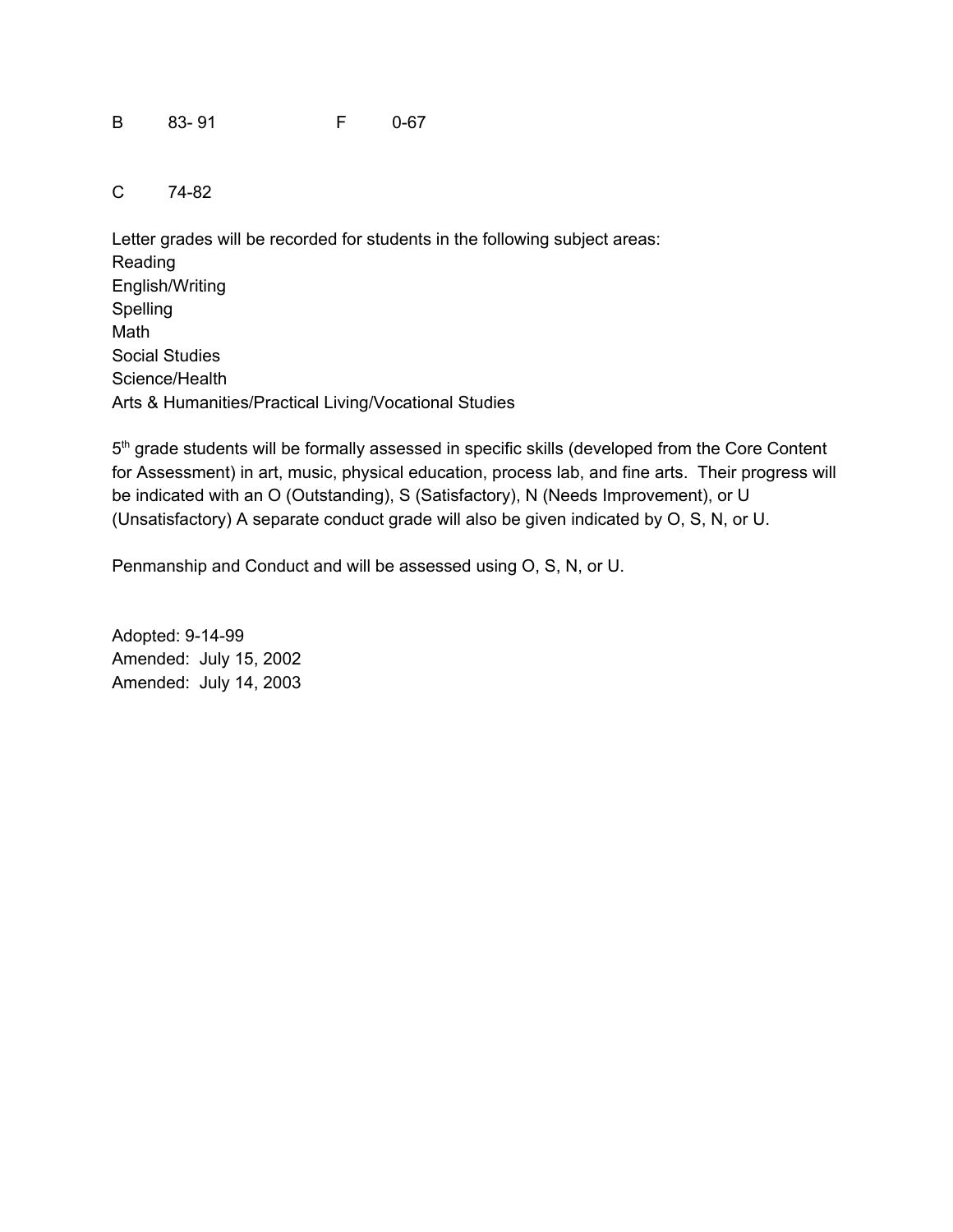| | | | |
|---|---|---|---|
| B | 83- 91 | F | 0-67 |
| C | 74-82 | | |

Letter grades will be recorded for students in the following subject areas:
Reading
English/Writing
Spelling
Math
Social Studies
Science/Health
Arts & Humanities/Practical Living/Vocational Studies

5th grade students will be formally assessed in specific skills (developed from the Core Content for Assessment) in art, music, physical education, process lab, and fine arts. Their progress will be indicated with an O (Outstanding), S (Satisfactory), N (Needs Improvement), or U (Unsatisfactory) A separate conduct grade will also be given indicated by O, S, N, or U.

Penmanship and Conduct and will be assessed using O, S, N, or U.

Adopted: 9-14-99
Amended: July 15, 2002
Amended: July 14, 2003